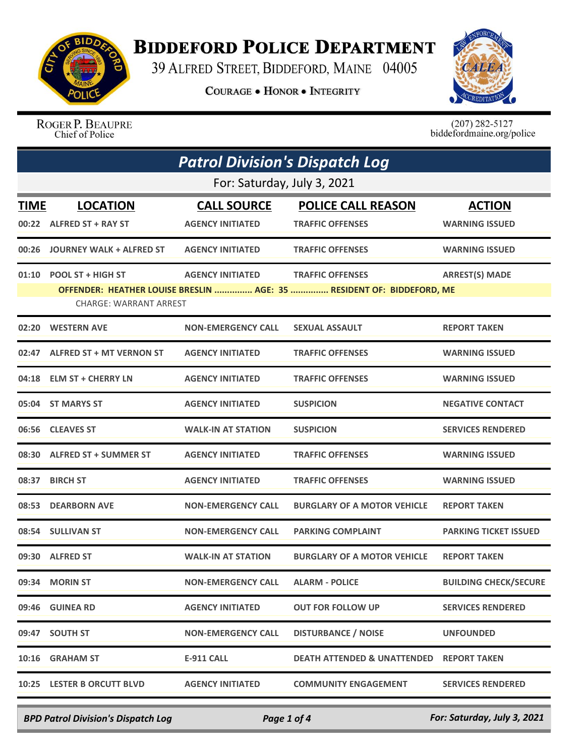# Biddeford Police Department

39 Alfred Street, Biddeford, Maine 04005

**Courage • Honor • Integrity**

Roger P. Beaupre
Chief of Police

(207) 282-5127
biddefordmaine.org/police

## *Patrol Division's Dispatch Log*

For: Saturday, July 3, 2021

| TIME | LOCATION | CALL SOURCE | POLICE CALL REASON | ACTION |
|---|---|---|---|---|
| 00:22 | ALFRED ST + RAY ST | AGENCY INITIATED | TRAFFIC OFFENSES | WARNING ISSUED |
| 00:26 | JOURNEY WALK + ALFRED ST | AGENCY INITIATED | TRAFFIC OFFENSES | WARNING ISSUED |
| 01:10 | POOL ST + HIGH ST | AGENCY INITIATED | TRAFFIC OFFENSES | ARREST(S) MADE |
| | OFFENDER: HEATHER LOUISE BRESLIN ............... AGE: 35 ............... RESIDENT OF: BIDDEFORD, ME | | | |
| | CHARGE: WARRANT ARREST | | | |
| 02:20 | WESTERN AVE | NON-EMERGENCY CALL | SEXUAL ASSAULT | REPORT TAKEN |
| 02:47 | ALFRED ST + MT VERNON ST | AGENCY INITIATED | TRAFFIC OFFENSES | WARNING ISSUED |
| 04:18 | ELM ST + CHERRY LN | AGENCY INITIATED | TRAFFIC OFFENSES | WARNING ISSUED |
| 05:04 | ST MARYS ST | AGENCY INITIATED | SUSPICION | NEGATIVE CONTACT |
| 06:56 | CLEAVES ST | WALK-IN AT STATION | SUSPICION | SERVICES RENDERED |
| 08:30 | ALFRED ST + SUMMER ST | AGENCY INITIATED | TRAFFIC OFFENSES | WARNING ISSUED |
| 08:37 | BIRCH ST | AGENCY INITIATED | TRAFFIC OFFENSES | WARNING ISSUED |
| 08:53 | DEARBORN AVE | NON-EMERGENCY CALL | BURGLARY OF A MOTOR VEHICLE | REPORT TAKEN |
| 08:54 | SULLIVAN ST | NON-EMERGENCY CALL | PARKING COMPLAINT | PARKING TICKET ISSUED |
| 09:30 | ALFRED ST | WALK-IN AT STATION | BURGLARY OF A MOTOR VEHICLE | REPORT TAKEN |
| 09:34 | MORIN ST | NON-EMERGENCY CALL | ALARM - POLICE | BUILDING CHECK/SECURE |
| 09:46 | GUINEA RD | AGENCY INITIATED | OUT FOR FOLLOW UP | SERVICES RENDERED |
| 09:47 | SOUTH ST | NON-EMERGENCY CALL | DISTURBANCE / NOISE | UNFOUNDED |
| 10:16 | GRAHAM ST | E-911 CALL | DEATH ATTENDED & UNATTENDED | REPORT TAKEN |
| 10:25 | LESTER B ORCUTT BLVD | AGENCY INITIATED | COMMUNITY ENGAGEMENT | SERVICES RENDERED |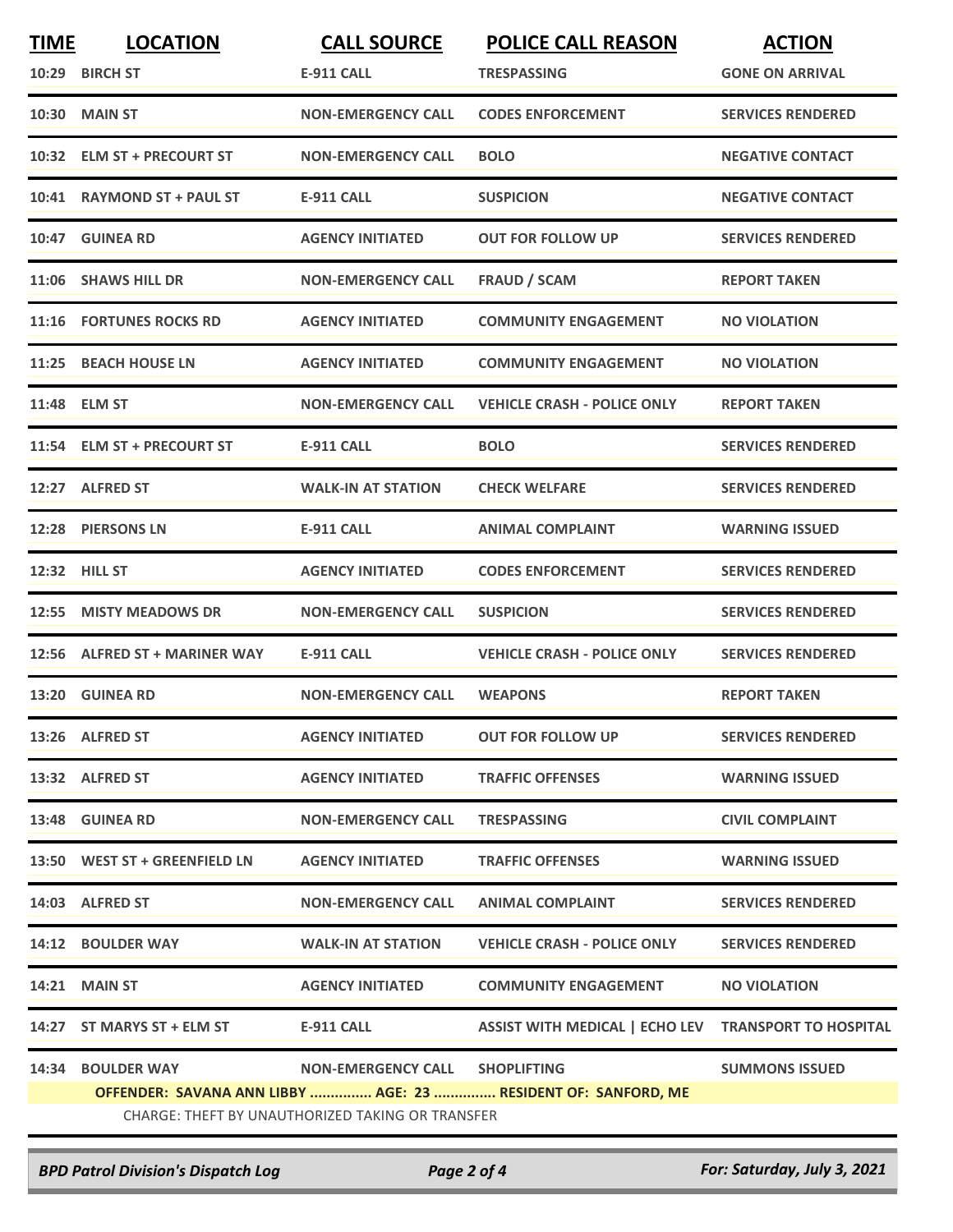| TIME | LOCATION | CALL SOURCE | POLICE CALL REASON | ACTION |
|---|---|---|---|---|
| 10:29 | BIRCH ST | E-911 CALL | TRESPASSING | GONE ON ARRIVAL |
| 10:30 | MAIN ST | NON-EMERGENCY CALL | CODES ENFORCEMENT | SERVICES RENDERED |
| 10:32 | ELM ST + PRECOURT ST | NON-EMERGENCY CALL | BOLO | NEGATIVE CONTACT |
| 10:41 | RAYMOND ST + PAUL ST | E-911 CALL | SUSPICION | NEGATIVE CONTACT |
| 10:47 | GUINEA RD | AGENCY INITIATED | OUT FOR FOLLOW UP | SERVICES RENDERED |
| 11:06 | SHAWS HILL DR | NON-EMERGENCY CALL | FRAUD / SCAM | REPORT TAKEN |
| 11:16 | FORTUNES ROCKS RD | AGENCY INITIATED | COMMUNITY ENGAGEMENT | NO VIOLATION |
| 11:25 | BEACH HOUSE LN | AGENCY INITIATED | COMMUNITY ENGAGEMENT | NO VIOLATION |
| 11:48 | ELM ST | NON-EMERGENCY CALL | VEHICLE CRASH - POLICE ONLY | REPORT TAKEN |
| 11:54 | ELM ST + PRECOURT ST | E-911 CALL | BOLO | SERVICES RENDERED |
| 12:27 | ALFRED ST | WALK-IN AT STATION | CHECK WELFARE | SERVICES RENDERED |
| 12:28 | PIERSONS LN | E-911 CALL | ANIMAL COMPLAINT | WARNING ISSUED |
| 12:32 | HILL ST | AGENCY INITIATED | CODES ENFORCEMENT | SERVICES RENDERED |
| 12:55 | MISTY MEADOWS DR | NON-EMERGENCY CALL | SUSPICION | SERVICES RENDERED |
| 12:56 | ALFRED ST + MARINER WAY | E-911 CALL | VEHICLE CRASH - POLICE ONLY | SERVICES RENDERED |
| 13:20 | GUINEA RD | NON-EMERGENCY CALL | WEAPONS | REPORT TAKEN |
| 13:26 | ALFRED ST | AGENCY INITIATED | OUT FOR FOLLOW UP | SERVICES RENDERED |
| 13:32 | ALFRED ST | AGENCY INITIATED | TRAFFIC OFFENSES | WARNING ISSUED |
| 13:48 | GUINEA RD | NON-EMERGENCY CALL | TRESPASSING | CIVIL COMPLAINT |
| 13:50 | WEST ST + GREENFIELD LN | AGENCY INITIATED | TRAFFIC OFFENSES | WARNING ISSUED |
| 14:03 | ALFRED ST | NON-EMERGENCY CALL | ANIMAL COMPLAINT | SERVICES RENDERED |
| 14:12 | BOULDER WAY | WALK-IN AT STATION | VEHICLE CRASH - POLICE ONLY | SERVICES RENDERED |
| 14:21 | MAIN ST | AGENCY INITIATED | COMMUNITY ENGAGEMENT | NO VIOLATION |
| 14:27 | ST MARYS ST + ELM ST | E-911 CALL | ASSIST WITH MEDICAL \| ECHO LEV | TRANSPORT TO HOSPITAL |
| 14:34 | BOULDER WAY | NON-EMERGENCY CALL | SHOPLIFTING | SUMMONS ISSUED |

**OFFENDER: SAVANA ANN LIBBY ............... AGE: 23 ............... RESIDENT OF: SANFORD, ME**

CHARGE: THEFT BY UNAUTHORIZED TAKING OR TRANSFER

*BPD Patrol Division's Dispatch Log* — *For: Saturday, July 3, 2021*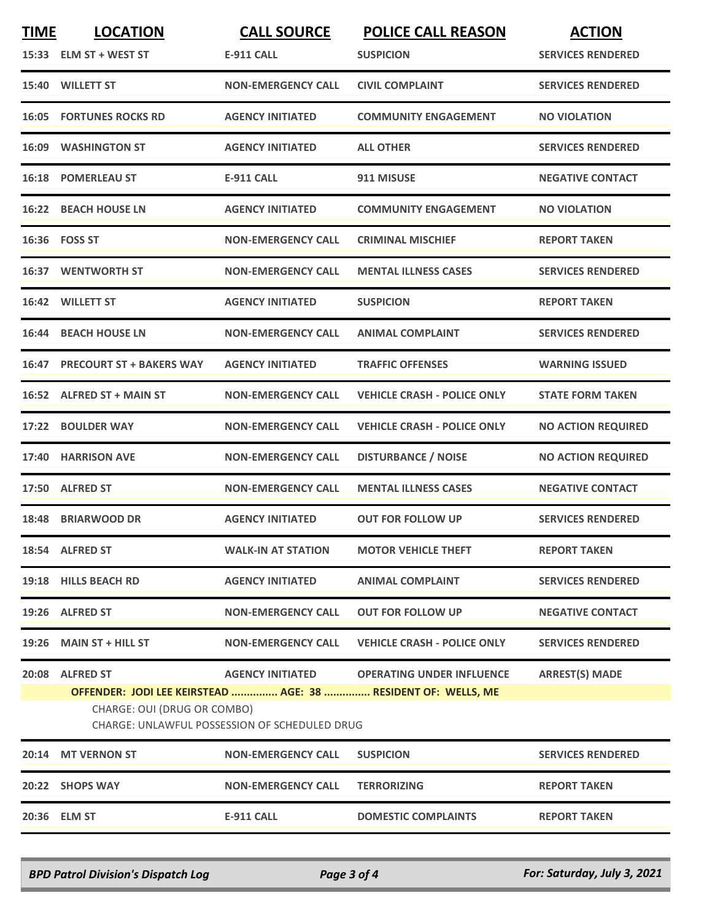| TIME | LOCATION | CALL SOURCE | POLICE CALL REASON | ACTION |
|---|---|---|---|---|
| 15:33 | ELM ST + WEST ST | E-911 CALL | SUSPICION | SERVICES RENDERED |
| 15:40 | WILLETT ST | NON-EMERGENCY CALL | CIVIL COMPLAINT | SERVICES RENDERED |
| 16:05 | FORTUNES ROCKS RD | AGENCY INITIATED | COMMUNITY ENGAGEMENT | NO VIOLATION |
| 16:09 | WASHINGTON ST | AGENCY INITIATED | ALL OTHER | SERVICES RENDERED |
| 16:18 | POMERLEAU ST | E-911 CALL | 911 MISUSE | NEGATIVE CONTACT |
| 16:22 | BEACH HOUSE LN | AGENCY INITIATED | COMMUNITY ENGAGEMENT | NO VIOLATION |
| 16:36 | FOSS ST | NON-EMERGENCY CALL | CRIMINAL MISCHIEF | REPORT TAKEN |
| 16:37 | WENTWORTH ST | NON-EMERGENCY CALL | MENTAL ILLNESS CASES | SERVICES RENDERED |
| 16:42 | WILLETT ST | AGENCY INITIATED | SUSPICION | REPORT TAKEN |
| 16:44 | BEACH HOUSE LN | NON-EMERGENCY CALL | ANIMAL COMPLAINT | SERVICES RENDERED |
| 16:47 | PRECOURT ST + BAKERS WAY | AGENCY INITIATED | TRAFFIC OFFENSES | WARNING ISSUED |
| 16:52 | ALFRED ST + MAIN ST | NON-EMERGENCY CALL | VEHICLE CRASH - POLICE ONLY | STATE FORM TAKEN |
| 17:22 | BOULDER WAY | NON-EMERGENCY CALL | VEHICLE CRASH - POLICE ONLY | NO ACTION REQUIRED |
| 17:40 | HARRISON AVE | NON-EMERGENCY CALL | DISTURBANCE / NOISE | NO ACTION REQUIRED |
| 17:50 | ALFRED ST | NON-EMERGENCY CALL | MENTAL ILLNESS CASES | NEGATIVE CONTACT |
| 18:48 | BRIARWOOD DR | AGENCY INITIATED | OUT FOR FOLLOW UP | SERVICES RENDERED |
| 18:54 | ALFRED ST | WALK-IN AT STATION | MOTOR VEHICLE THEFT | REPORT TAKEN |
| 19:18 | HILLS BEACH RD | AGENCY INITIATED | ANIMAL COMPLAINT | SERVICES RENDERED |
| 19:26 | ALFRED ST | NON-EMERGENCY CALL | OUT FOR FOLLOW UP | NEGATIVE CONTACT |
| 19:26 | MAIN ST + HILL ST | NON-EMERGENCY CALL | VEHICLE CRASH - POLICE ONLY | SERVICES RENDERED |
| 20:08 | ALFRED ST | AGENCY INITIATED | OPERATING UNDER INFLUENCE | ARREST(S) MADE |
| | **OFFENDER: JODI LEE KEIRSTEAD ............... AGE: 38 ............... RESIDENT OF: WELLS, ME**<br>CHARGE: OUI (DRUG OR COMBO)<br>CHARGE: UNLAWFUL POSSESSION OF SCHEDULED DRUG | | | |
| 20:14 | MT VERNON ST | NON-EMERGENCY CALL | SUSPICION | SERVICES RENDERED |
| 20:22 | SHOPS WAY | NON-EMERGENCY CALL | TERRORIZING | REPORT TAKEN |
| 20:36 | ELM ST | E-911 CALL | DOMESTIC COMPLAINTS | REPORT TAKEN |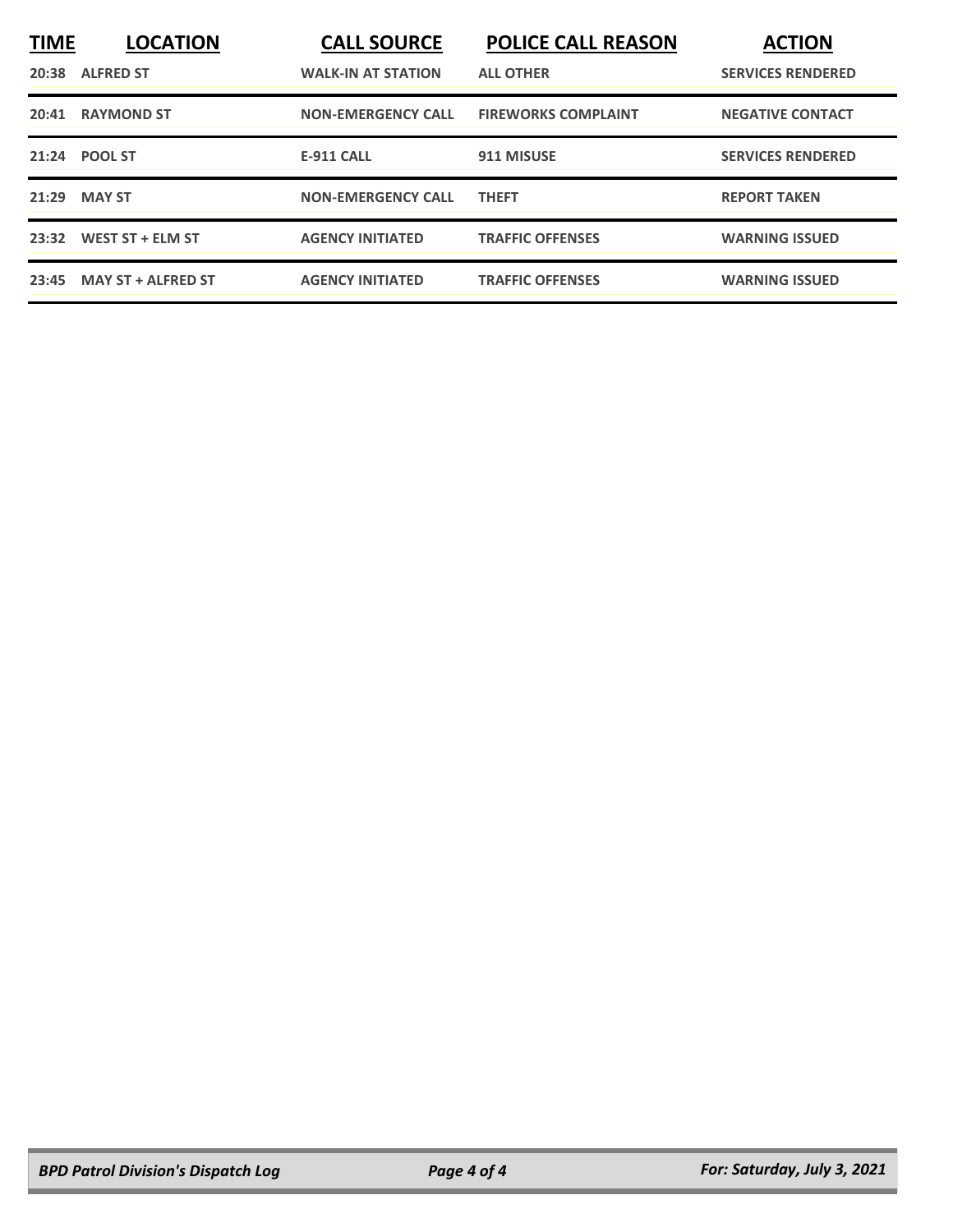| TIME | LOCATION | CALL SOURCE | POLICE CALL REASON | ACTION |
|---|---|---|---|---|
| 20:38 | ALFRED ST | WALK-IN AT STATION | ALL OTHER | SERVICES RENDERED |
| 20:41 | RAYMOND ST | NON-EMERGENCY CALL | FIREWORKS COMPLAINT | NEGATIVE CONTACT |
| 21:24 | POOL ST | E-911 CALL | 911 MISUSE | SERVICES RENDERED |
| 21:29 | MAY ST | NON-EMERGENCY CALL | THEFT | REPORT TAKEN |
| 23:32 | WEST ST + ELM ST | AGENCY INITIATED | TRAFFIC OFFENSES | WARNING ISSUED |
| 23:45 | MAY ST + ALFRED ST | AGENCY INITIATED | TRAFFIC OFFENSES | WARNING ISSUED |